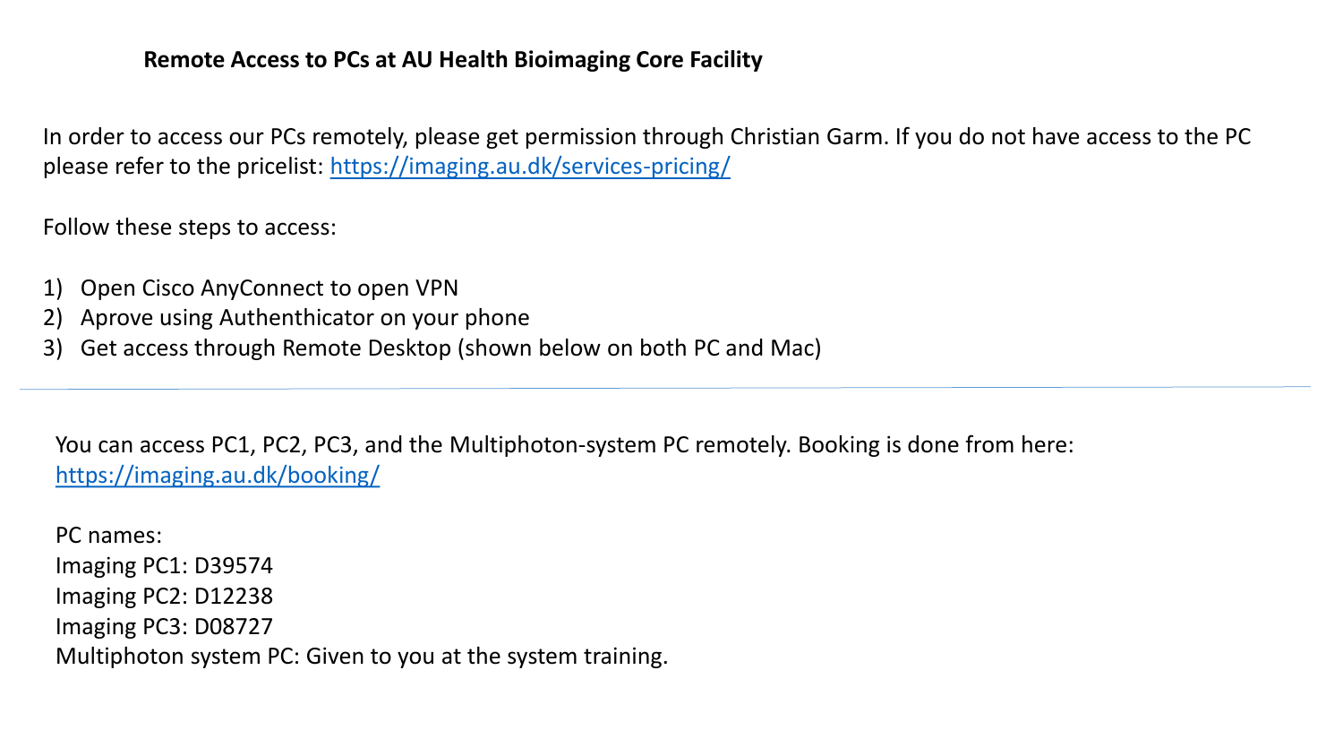# Remote Access to PCs at AU Health Bioimaging Core Facility

In order to access our PCs remotely, please get permission through Christian Garm. If you do not have access to the PC please refer to the pricelist: https://imaging.au.dk/services-pricing/

Follow these steps to access:

1) Open Cisco AnyConnect to open VPN
2) Aprove using Authenthicator on your phone
3) Get access through Remote Desktop (shown below on both PC and Mac)

---

You can access PC1, PC2, PC3, and the Multiphoton-system PC remotely. Booking is done from here: https://imaging.au.dk/booking/

PC names:
Imaging PC1: D39574
Imaging PC2: D12238
Imaging PC3: D08727
Multiphoton system PC: Given to you at the system training.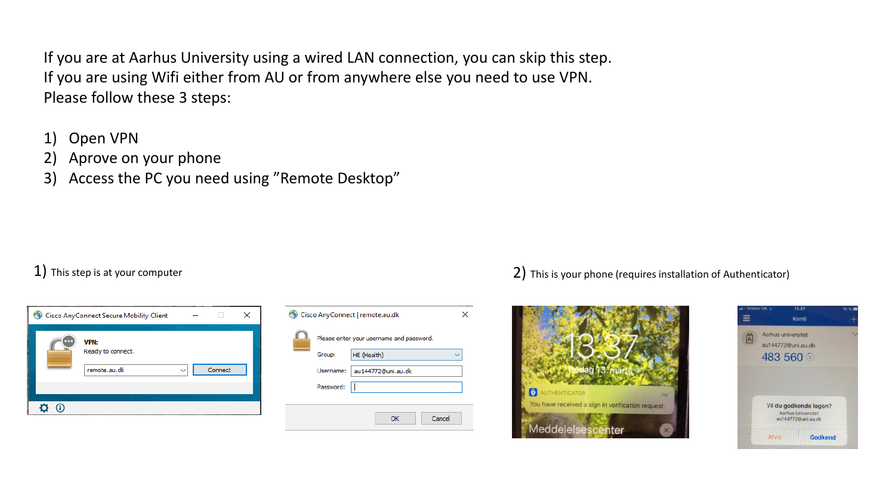If you are at Aarhus University using a wired LAN connection, you can skip this step.
If you are using Wifi either from AU or from anywhere else you need to use VPN.
Please follow these 3 steps:

1) Open VPN
2) Aprove on your phone
3) Access the PC you need using ”Remote Desktop”

1) This step is at your computer

2) This is your phone (requires installation of Authenticator)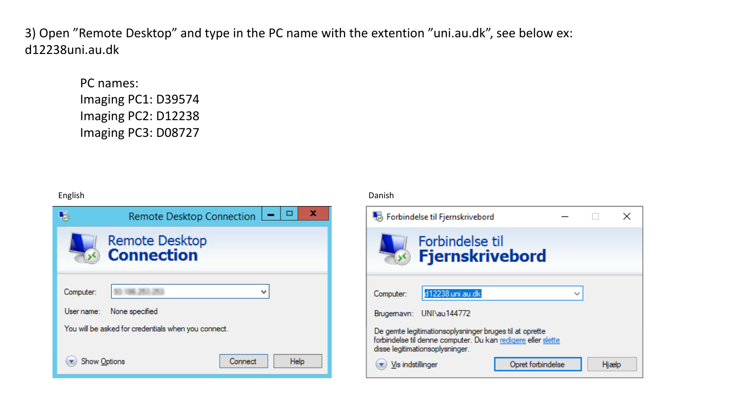3) Open "Remote Desktop" and type in the PC name with the extention "uni.au.dk", see below ex: d12238uni.au.dk

PC names:
Imaging PC1: D39574
Imaging PC2: D12238
Imaging PC3: D08727

English

Remote Desktop Connection

Computer: 

User name: None specified

You will be asked for credentials when you connect.

Show Options | Connect | Help

Danish

Forbindelse til Fjernskrivebord

Computer: d12238.uni.au.dk

Brugernavn: UNI\au144772

De gemte legitimationsoplysninger bruges til at oprette forbindelse til denne computer. Du kan redigere eller slette disse legitimationsoplysninger.

Vis indstillinger | Opret forbindelse | Hjælp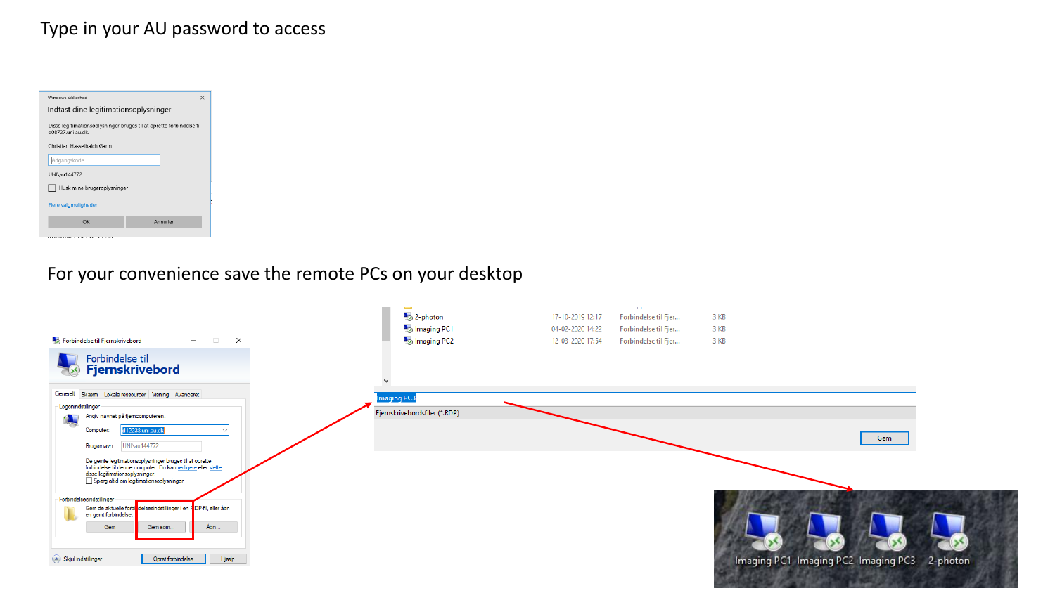Type in your AU password to access

For your convenience save the remote PCs on your desktop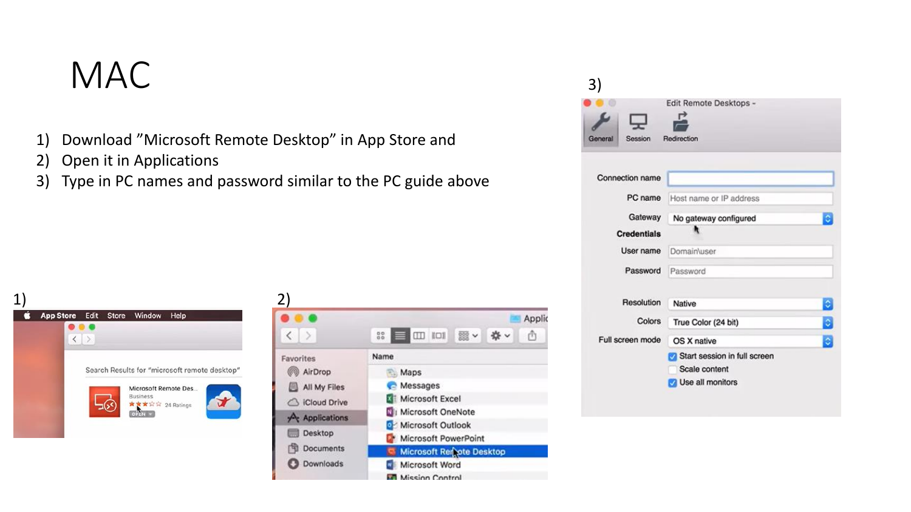# MAC

1) Download "Microsoft Remote Desktop" in App Store and
2) Open it in Applications
3) Type in PC names and password similar to the PC guide above

1)

2)

3)